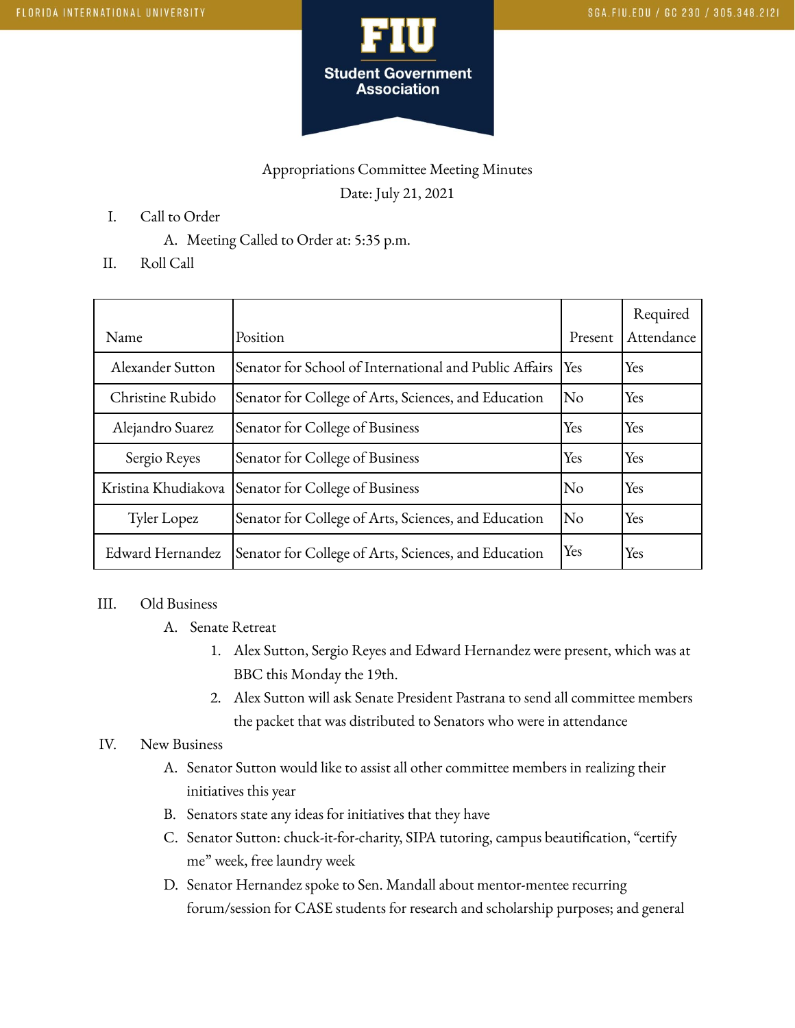Appropriations Committee Meeting Minutes

Date: July 21, 2021

I. Call to Order
   A. Meeting Called to Order at: 5:35 p.m.

II. Roll Call

| Name | Position | Present | Required Attendance |
|---|---|---|---|
| Alexander Sutton | Senator for School of International and Public Affairs | Yes | Yes |
| Christine Rubido | Senator for College of Arts, Sciences, and Education | No | Yes |
| Alejandro Suarez | Senator for College of Business | Yes | Yes |
| Sergio Reyes | Senator for College of Business | Yes | Yes |
| Kristina Khudiakova | Senator for College of Business | No | Yes |
| Tyler Lopez | Senator for College of Arts, Sciences, and Education | No | Yes |
| Edward Hernandez | Senator for College of Arts, Sciences, and Education | Yes | Yes |

III. Old Business
   A. Senate Retreat
      1. Alex Sutton, Sergio Reyes and Edward Hernandez were present, which was at BBC this Monday the 19th.
      2. Alex Sutton will ask Senate President Pastrana to send all committee members the packet that was distributed to Senators who were in attendance

IV. New Business
   A. Senator Sutton would like to assist all other committee members in realizing their initiatives this year
   B. Senators state any ideas for initiatives that they have
   C. Senator Sutton: chuck-it-for-charity, SIPA tutoring, campus beautification, "certify me" week, free laundry week
   D. Senator Hernandez spoke to Sen. Mandall about mentor-mentee recurring forum/session for CASE students for research and scholarship purposes; and general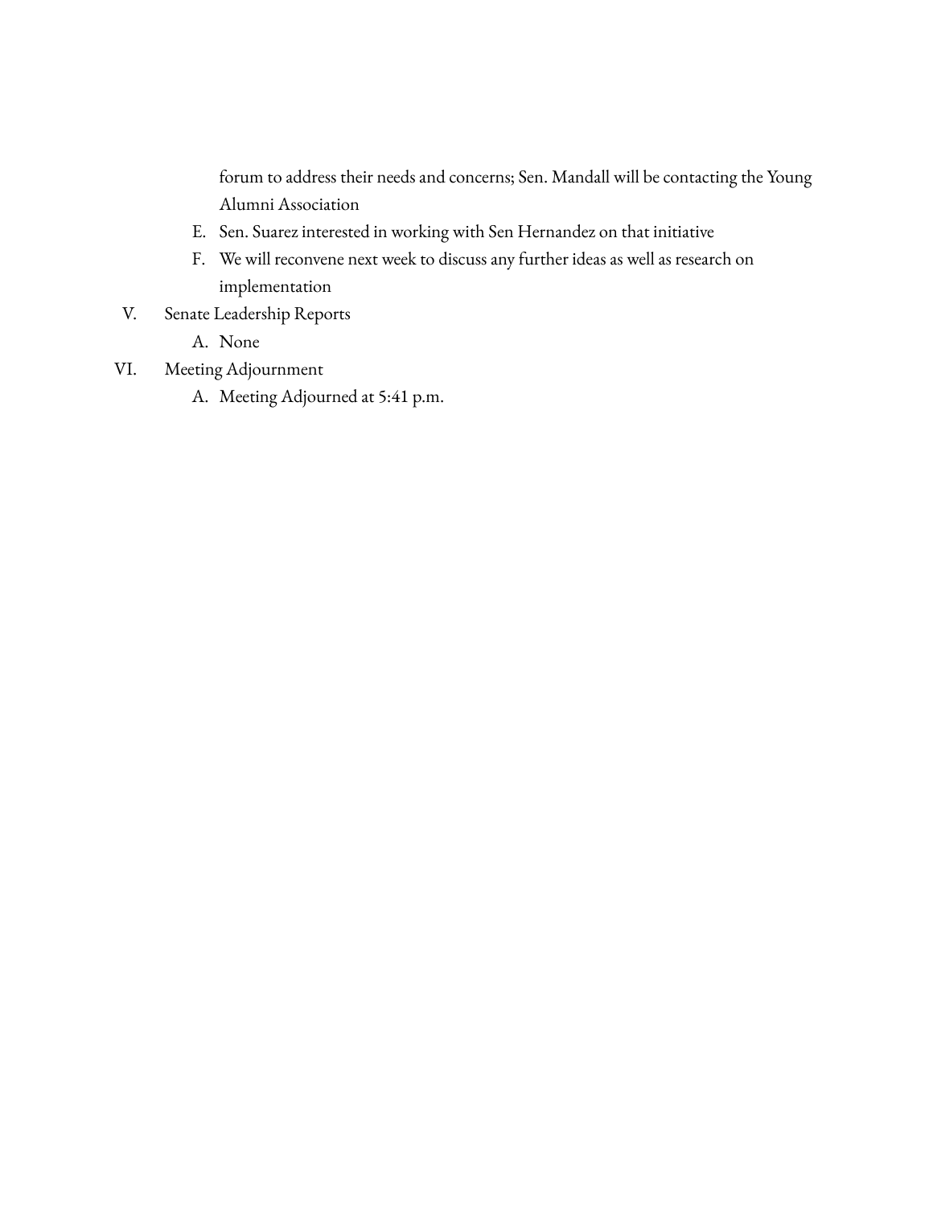forum to address their needs and concerns; Sen. Mandall will be contacting the Young Alumni Association

E. Sen. Suarez interested in working with Sen Hernandez on that initiative

F. We will reconvene next week to discuss any further ideas as well as research on implementation

V. Senate Leadership Reports

A. None

VI. Meeting Adjournment

A. Meeting Adjourned at 5:41 p.m.